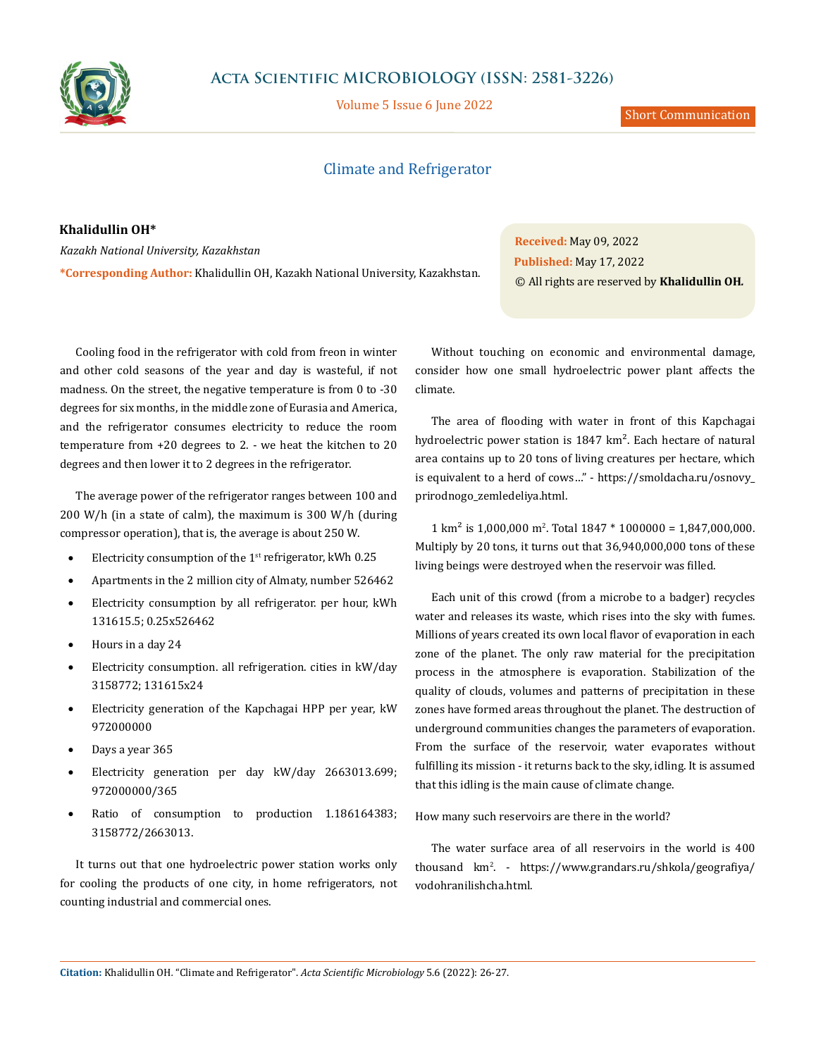Short Communication

# Climate and Refrigerator

**Khalidullin OH***

*Kazakh National University, Kazakhstan*

***Corresponding Author:** Khalidullin OH, Kazakh National University, Kazakhstan.

**Received:** May 09, 2022

**Published:** May 17, 2022

© All rights are reserved by **Khalidullin OH.**

Cooling food in the refrigerator with cold from freon in winter and other cold seasons of the year and day is wasteful, if not madness. On the street, the negative temperature is from 0 to -30 degrees for six months, in the middle zone of Eurasia and America, and the refrigerator consumes electricity to reduce the room temperature from +20 degrees to 2. - we heat the kitchen to 20 degrees and then lower it to 2 degrees in the refrigerator.

The average power of the refrigerator ranges between 100 and 200 W/h (in a state of calm), the maximum is 300 W/h (during compressor operation), that is, the average is about 250 W.

- Electricity consumption of the 1st refrigerator, kWh 0.25
- Apartments in the 2 million city of Almaty, number 526462
- Electricity consumption by all refrigerator. per hour, kWh 131615.5; 0.25x526462
- Hours in a day 24
- Electricity consumption. all refrigeration. cities in kW/day 3158772; 131615x24
- Electricity generation of the Kapchagai HPP per year, kW 972000000
- Days a year 365
- Electricity generation per day kW/day 2663013.699; 972000000/365
- Ratio of consumption to production 1.186164383; 3158772/2663013.

It turns out that one hydroelectric power station works only for cooling the products of one city, in home refrigerators, not counting industrial and commercial ones.

Without touching on economic and environmental damage, consider how one small hydroelectric power plant affects the climate.

The area of flooding with water in front of this Kapchagai hydroelectric power station is 1847 km². Each hectare of natural area contains up to 20 tons of living creatures per hectare, which is equivalent to a herd of cows…" - https://smoldacha.ru/osnovy_prirodnogo_zemledeliya.html.

1 km² is 1,000,000 m². Total 1847 * 1000000 = 1,847,000,000. Multiply by 20 tons, it turns out that 36,940,000,000 tons of these living beings were destroyed when the reservoir was filled.

Each unit of this crowd (from a microbe to a badger) recycles water and releases its waste, which rises into the sky with fumes. Millions of years created its own local flavor of evaporation in each zone of the planet. The only raw material for the precipitation process in the atmosphere is evaporation. Stabilization of the quality of clouds, volumes and patterns of precipitation in these zones have formed areas throughout the planet. The destruction of underground communities changes the parameters of evaporation. From the surface of the reservoir, water evaporates without fulfilling its mission - it returns back to the sky, idling. It is assumed that this idling is the main cause of climate change.

How many such reservoirs are there in the world?

The water surface area of all reservoirs in the world is 400 thousand km². - https://www.grandars.ru/shkola/geografiya/vodohranilishcha.html.

**Citation:** Khalidullin OH. "Climate and Refrigerator". *Acta Scientific Microbiology* 5.6 (2022): 26-27.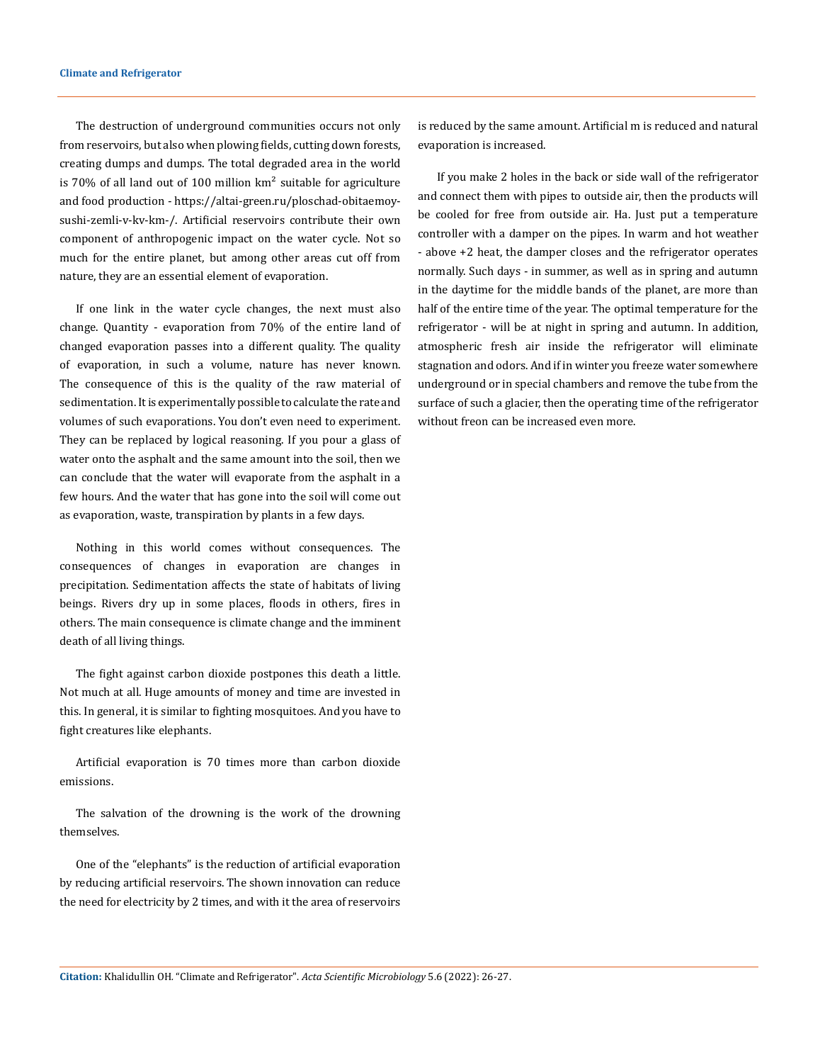The destruction of underground communities occurs not only from reservoirs, but also when plowing fields, cutting down forests, creating dumps and dumps. The total degraded area in the world is 70% of all land out of 100 million km² suitable for agriculture and food production - https://altai-green.ru/ploschad-obitaemoy-sushi-zemli-v-kv-km-/. Artificial reservoirs contribute their own component of anthropogenic impact on the water cycle. Not so much for the entire planet, but among other areas cut off from nature, they are an essential element of evaporation.

If one link in the water cycle changes, the next must also change. Quantity - evaporation from 70% of the entire land of changed evaporation passes into a different quality. The quality of evaporation, in such a volume, nature has never known. The consequence of this is the quality of the raw material of sedimentation. It is experimentally possible to calculate the rate and volumes of such evaporations. You don't even need to experiment. They can be replaced by logical reasoning. If you pour a glass of water onto the asphalt and the same amount into the soil, then we can conclude that the water will evaporate from the asphalt in a few hours. And the water that has gone into the soil will come out as evaporation, waste, transpiration by plants in a few days.

Nothing in this world comes without consequences. The consequences of changes in evaporation are changes in precipitation. Sedimentation affects the state of habitats of living beings. Rivers dry up in some places, floods in others, fires in others. The main consequence is climate change and the imminent death of all living things.

The fight against carbon dioxide postpones this death a little. Not much at all. Huge amounts of money and time are invested in this. In general, it is similar to fighting mosquitoes. And you have to fight creatures like elephants.

Artificial evaporation is 70 times more than carbon dioxide emissions.

The salvation of the drowning is the work of the drowning themselves.

One of the "elephants" is the reduction of artificial evaporation by reducing artificial reservoirs. The shown innovation can reduce the need for electricity by 2 times, and with it the area of reservoirs is reduced by the same amount. Artificial m is reduced and natural evaporation is increased.

If you make 2 holes in the back or side wall of the refrigerator and connect them with pipes to outside air, then the products will be cooled for free from outside air. Ha. Just put a temperature controller with a damper on the pipes. In warm and hot weather - above +2 heat, the damper closes and the refrigerator operates normally. Such days - in summer, as well as in spring and autumn in the daytime for the middle bands of the planet, are more than half of the entire time of the year. The optimal temperature for the refrigerator - will be at night in spring and autumn. In addition, atmospheric fresh air inside the refrigerator will eliminate stagnation and odors. And if in winter you freeze water somewhere underground or in special chambers and remove the tube from the surface of such a glacier, then the operating time of the refrigerator without freon can be increased even more.